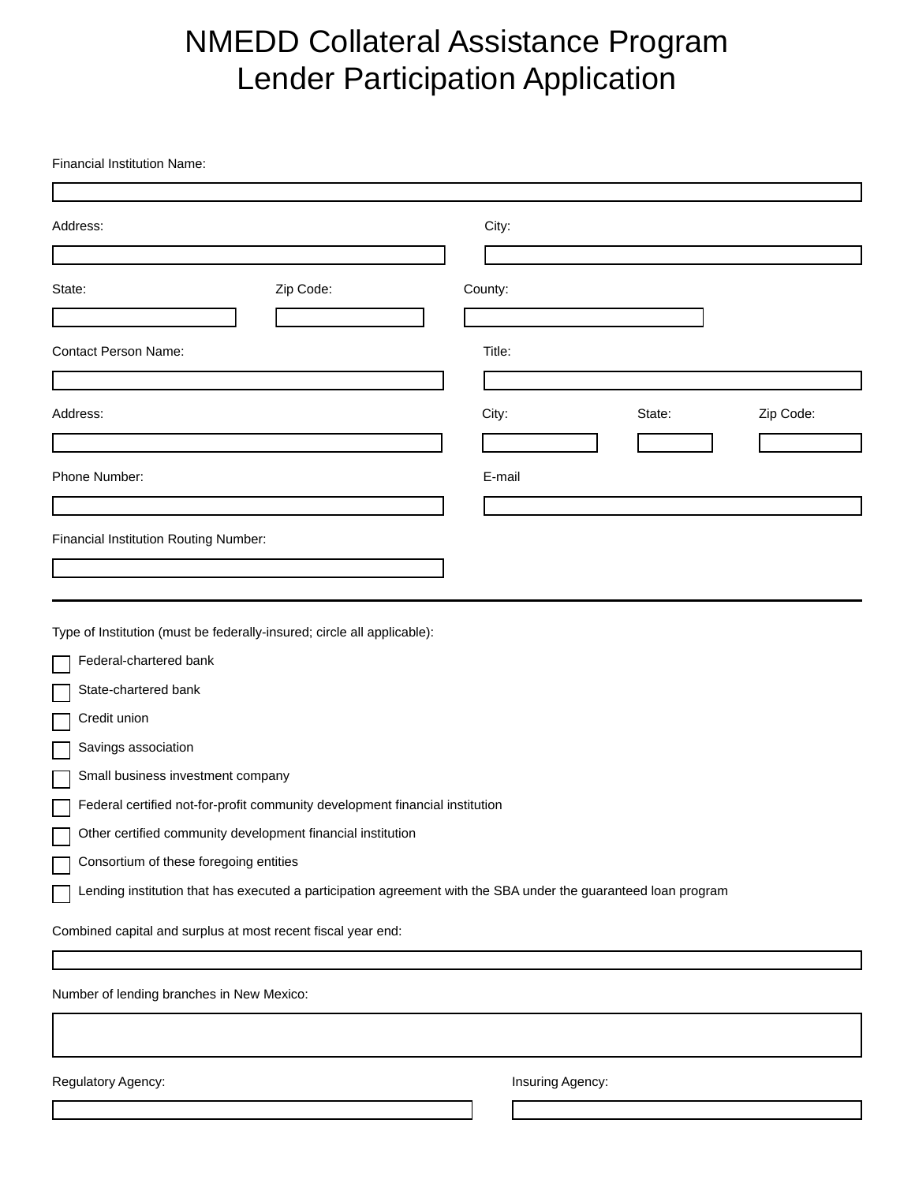# NMEDD Collateral Assistance Program
# Lender Participation Application

Financial Institution Name:

Address:

City:

State:

Zip Code:

County:

Contact Person Name:

Title:

Address:

City:

State:

Zip Code:

Phone Number:

E-mail

Financial Institution Routing Number:

---

Type of Institution (must be federally-insured; circle all applicable):

- ☐ Federal-chartered bank
- ☐ State-chartered bank
- ☐ Credit union
- ☐ Savings association
- ☐ Small business investment company
- ☐ Federal certified not-for-profit community development financial institution
- ☐ Other certified community development financial institution
- ☐ Consortium of these foregoing entities
- ☐ Lending institution that has executed a participation agreement with the SBA under the guaranteed loan program

Combined capital and surplus at most recent fiscal year end:

Number of lending branches in New Mexico:

Regulatory Agency:

Insuring Agency: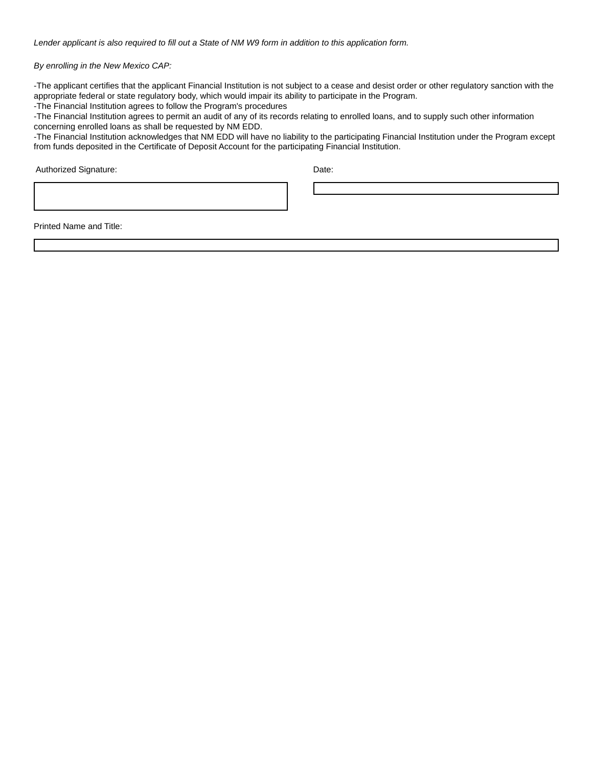*Lender applicant is also required to fill out a State of NM W9 form in addition to this application form.*

*By enrolling in the New Mexico CAP:*

-The applicant certifies that the applicant Financial Institution is not subject to a cease and desist order or other regulatory sanction with the appropriate federal or state regulatory body, which would impair its ability to participate in the Program.
-The Financial Institution agrees to follow the Program's procedures
-The Financial Institution agrees to permit an audit of any of its records relating to enrolled loans, and to supply such other information concerning enrolled loans as shall be requested by NM EDD.
-The Financial Institution acknowledges that NM EDD will have no liability to the participating Financial Institution under the Program except from funds deposited in the Certificate of Deposit Account for the participating Financial Institution.

Authorized Signature: 

Date: 

Printed Name and Title: